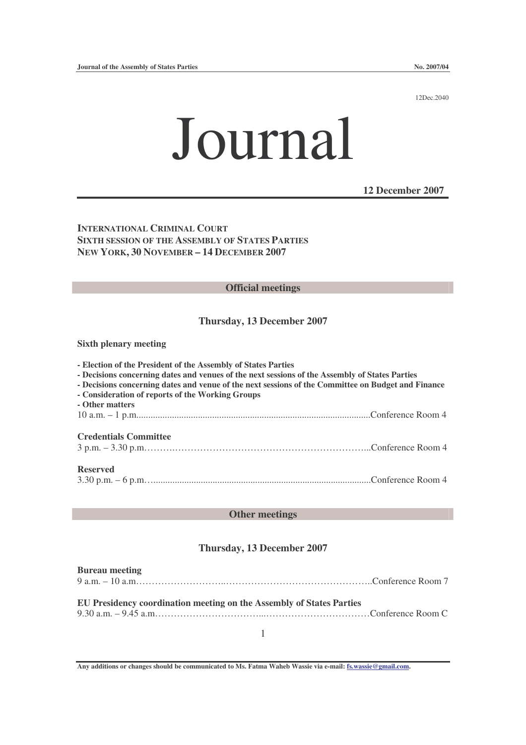12Dec.2040

# Journal

**12 December 2007**

**INTERNATIONAL CRIMINAL COURT**
**SIXTH SESSION OF THE ASSEMBLY OF STATES PARTIES**
**NEW YORK, 30 NOVEMBER – 14 DECEMBER 2007**

## Official meetings

### Thursday, 13 December 2007

**Sixth plenary meeting**

- **Election of the President of the Assembly of States Parties**
- **Decisions concerning dates and venues of the next sessions of the Assembly of States Parties**
- **Decisions concerning dates and venue of the next sessions of the Committee on Budget and Finance**
- **Consideration of reports of the Working Groups**
- **Other matters**

10 a.m. – 1 p.m.......................................................................................................Conference Room 4

**Credentials Committee**

3 p.m. – 3.30 p.m……….…………………………………………………………...Conference Room 4

**Reserved**

3.30 p.m. – 6 p.m…..........................................................................................Conference Room 4

## Other meetings

### Thursday, 13 December 2007

**Bureau meeting**

9 a.m. – 10 a.m………………………..………………………………………..Conference Room 7

**EU Presidency coordination meeting on the Assembly of States Parties**

9.30 a.m. – 9.45 a.m……………………………...……………………………Conference Room C

**Any additions or changes should be communicated to Ms. Fatma Waheb Wassie via e-mail: fs.wassie@gmail.com.**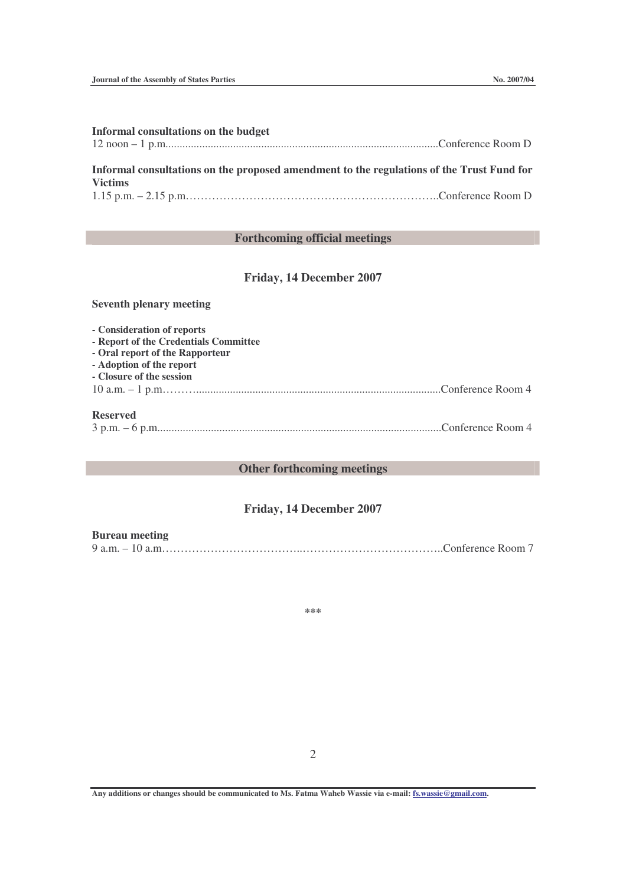**Informal consultations on the budget**

12 noon – 1 p.m. ........................................................................................................Conference Room D

**Informal consultations on the proposed amendment to the regulations of the Trust Fund for Victims**

1.15 p.m. – 2.15 p.m.……………………………………………………………..Conference Room D

## Forthcoming official meetings

### Friday, 14 December 2007

**Seventh plenary meeting**

**- Consideration of reports**
**- Report of the Credentials Committee**
**- Oral report of the Rapporteur**
**- Adoption of the report**
**- Closure of the session**

10 a.m. – 1 p.m.………........................................................................................Conference Room 4

**Reserved**

3 p.m. – 6 p.m.....................................................................................................Conference Room 4

## Other forthcoming meetings

### Friday, 14 December 2007

**Bureau meeting**

9 a.m. – 10 a.m.………………………………..………………………………..Conference Room 7

\*\*\*

**Any additions or changes should be communicated to Ms. Fatma Waheb Wassie via e-mail: fs.wassie@gmail.com.**